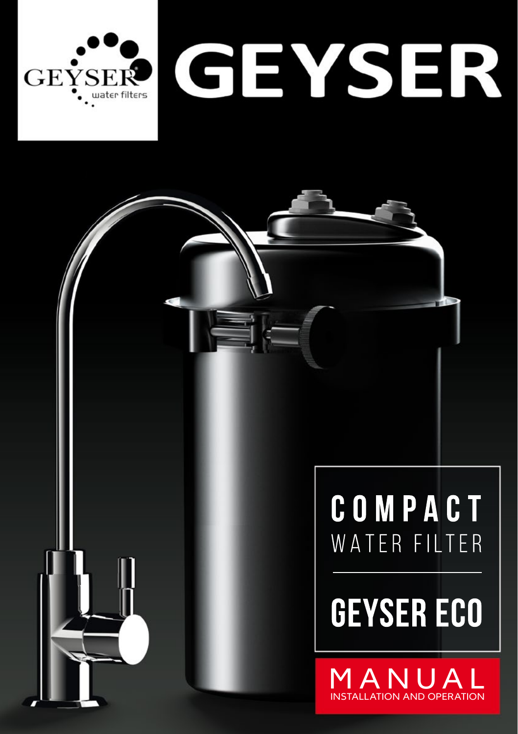GEYSER water filters

# GEYSER

# COMPACT
WATER FILTER

# GEYSER ECO

## MANUAL
INSTALLATION AND OPERATION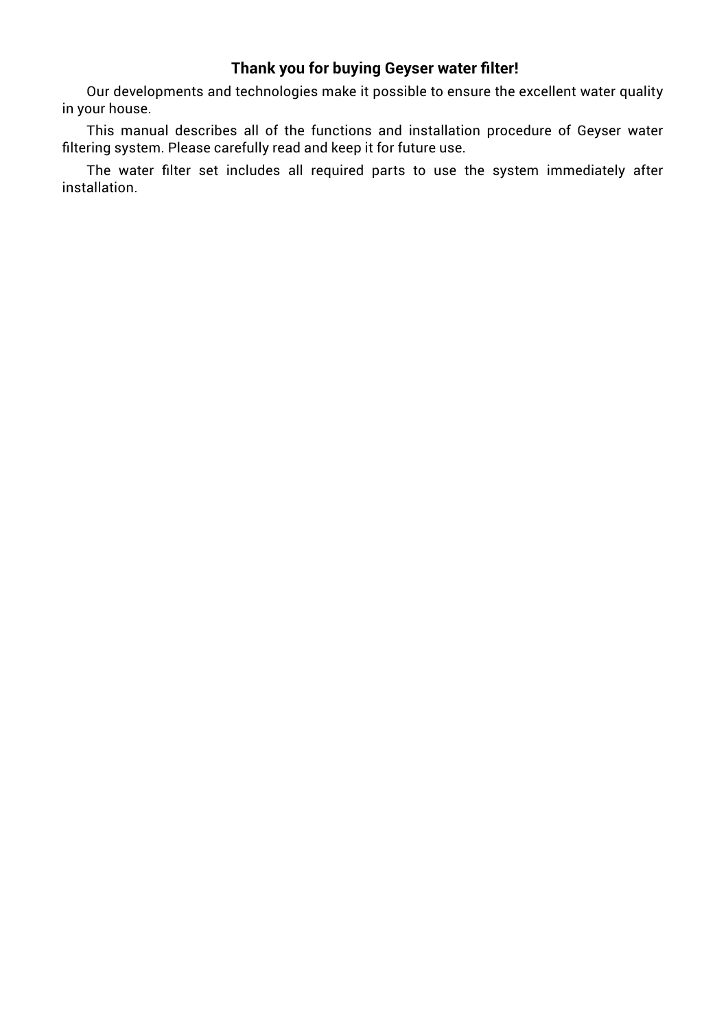**Thank you for buying Geyser water filter!**

Our developments and technologies make it possible to ensure the excellent water quality in your house.

This manual describes all of the functions and installation procedure of Geyser water filtering system. Please carefully read and keep it for future use.

The water filter set includes all required parts to use the system immediately after installation.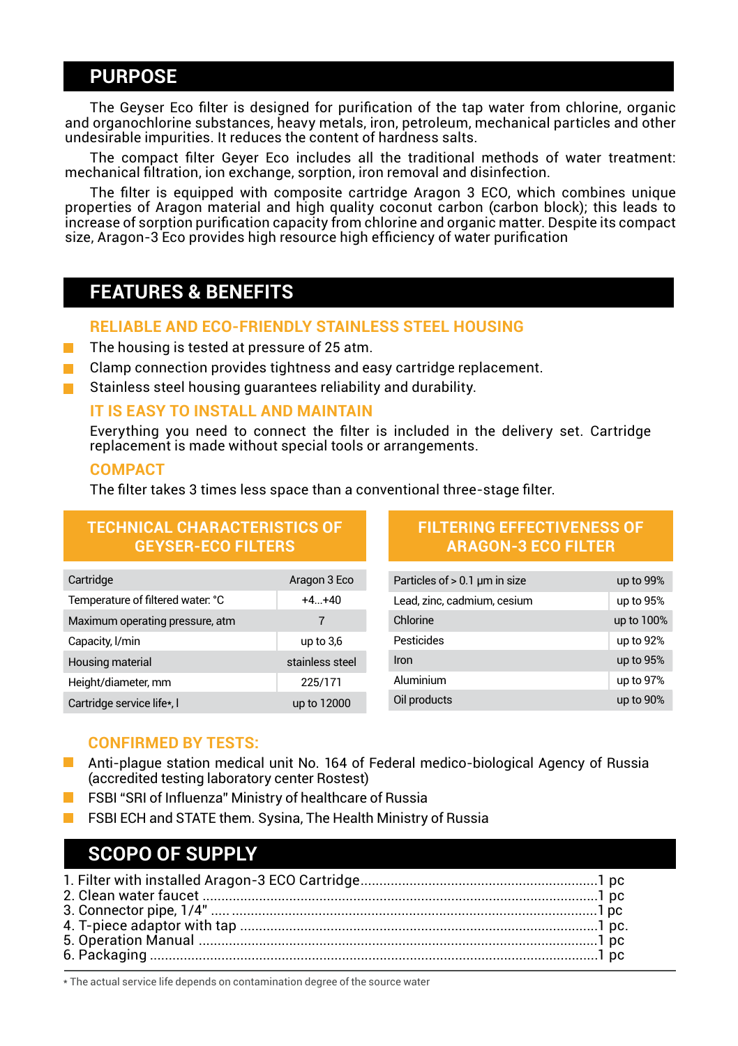## PURPOSE

The Geyser Eco filter is designed for purification of the tap water from chlorine, organic and organochlorine substances, heavy metals, iron, petroleum, mechanical particles and other undesirable impurities. It reduces the content of hardness salts.

The compact filter Geyer Eco includes all the traditional methods of water treatment: mechanical filtration, ion exchange, sorption, iron removal and disinfection.

The filter is equipped with composite cartridge Aragon 3 ECO, which combines unique properties of Aragon material and high quality coconut carbon (carbon block); this leads to increase of sorption purification capacity from chlorine and organic matter. Despite its compact size, Aragon-3 Eco provides high resource high efficiency of water purification

## FEATURES & BENEFITS

### RELIABLE AND ECO-FRIENDLY STAINLESS STEEL HOUSING

- The housing is tested at pressure of 25 atm.
- Clamp connection provides tightness and easy cartridge replacement.
- Stainless steel housing guarantees reliability and durability.

### IT IS EASY TO INSTALL AND MAINTAIN

Everything you need to connect the filter is included in the delivery set. Cartridge replacement is made without special tools or arrangements.

### COMPACT

The filter takes 3 times less space than a conventional three-stage filter.

### TECHNICAL CHARACTERISTICS OF GEYSER-ECO FILTERS

| Parameter | Value |
|---|---|
| Cartridge | Aragon 3 Eco |
| Temperature of filtered water: °C | +4...+40 |
| Maximum operating pressure, atm | 7 |
| Capacity, l/min | up to 3,6 |
| Housing material | stainless steel |
| Height/diameter, mm | 225/171 |
| Cartridge service life*, l | up to 12000 |

### FILTERING EFFECTIVENESS OF ARAGON-3 ECO FILTER

| Contaminant | Effectiveness |
|---|---|
| Particles of > 0.1 μm in size | up to 99% |
| Lead, zinc, cadmium, cesium | up to 95% |
| Chlorine | up to 100% |
| Pesticides | up to 92% |
| Iron | up to 95% |
| Aluminium | up to 97% |
| Oil products | up to 90% |

### CONFIRMED BY TESTS:

- Anti-plague station medical unit No. 164 of Federal medico-biological Agency of Russia (accredited testing laboratory center Rostest)
- FSBI "SRI of Influenza" Ministry of healthcare of Russia
- FSBI ECH and STATE them. Sysina, The Health Ministry of Russia

## SCOPO OF SUPPLY

1. Filter with installed Aragon-3 ECO Cartridge................1 pc
2. Clean water faucet................1 pc
3. Connector pipe, 1/4"................1 pc
4. T-piece adaptor with tap................1 pc.
5. Operation Manual................1 pc
6. Packaging................1 pc

* The actual service life depends on contamination degree of the source water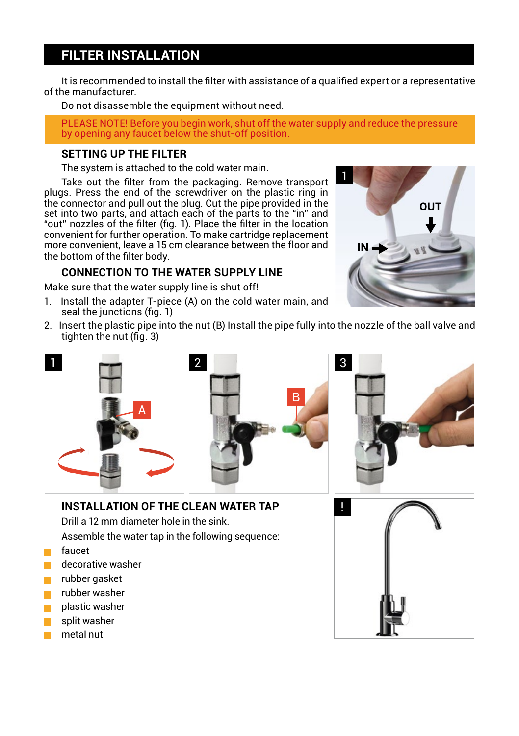# FILTER INSTALLATION

It is recommended to install the filter with assistance of a qualified expert or a representative of the manufacturer.

Do not disassemble the equipment without need.

PLEASE NOTE! Before you begin work, shut off the water supply and reduce the pressure by opening any faucet below the shut-off position.

## SETTING UP THE FILTER

The system is attached to the cold water main.

Take out the filter from the packaging. Remove transport plugs. Press the end of the screwdriver on the plastic ring in the connector and pull out the plug. Cut the pipe provided in the set into two parts, and attach each of the parts to the "in" and "out" nozzles of the filter (fig. 1). Place the filter in the location convenient for further operation. To make cartridge replacement more convenient, leave a 15 cm clearance between the floor and the bottom of the filter body.

## CONNECTION TO THE WATER SUPPLY LINE

Make sure that the water supply line is shut off!

1. Install the adapter T-piece (A) on the cold water main, and seal the junctions (fig. 1)
2. Insert the plastic pipe into the nut (B) Install the pipe fully into the nozzle of the ball valve and tighten the nut (fig. 3)

## INSTALLATION OF THE CLEAN WATER TAP

Drill a 12 mm diameter hole in the sink.

Assemble the water tap in the following sequence:

- faucet
- decorative washer
- rubber gasket
- rubber washer
- plastic washer
- split washer
- metal nut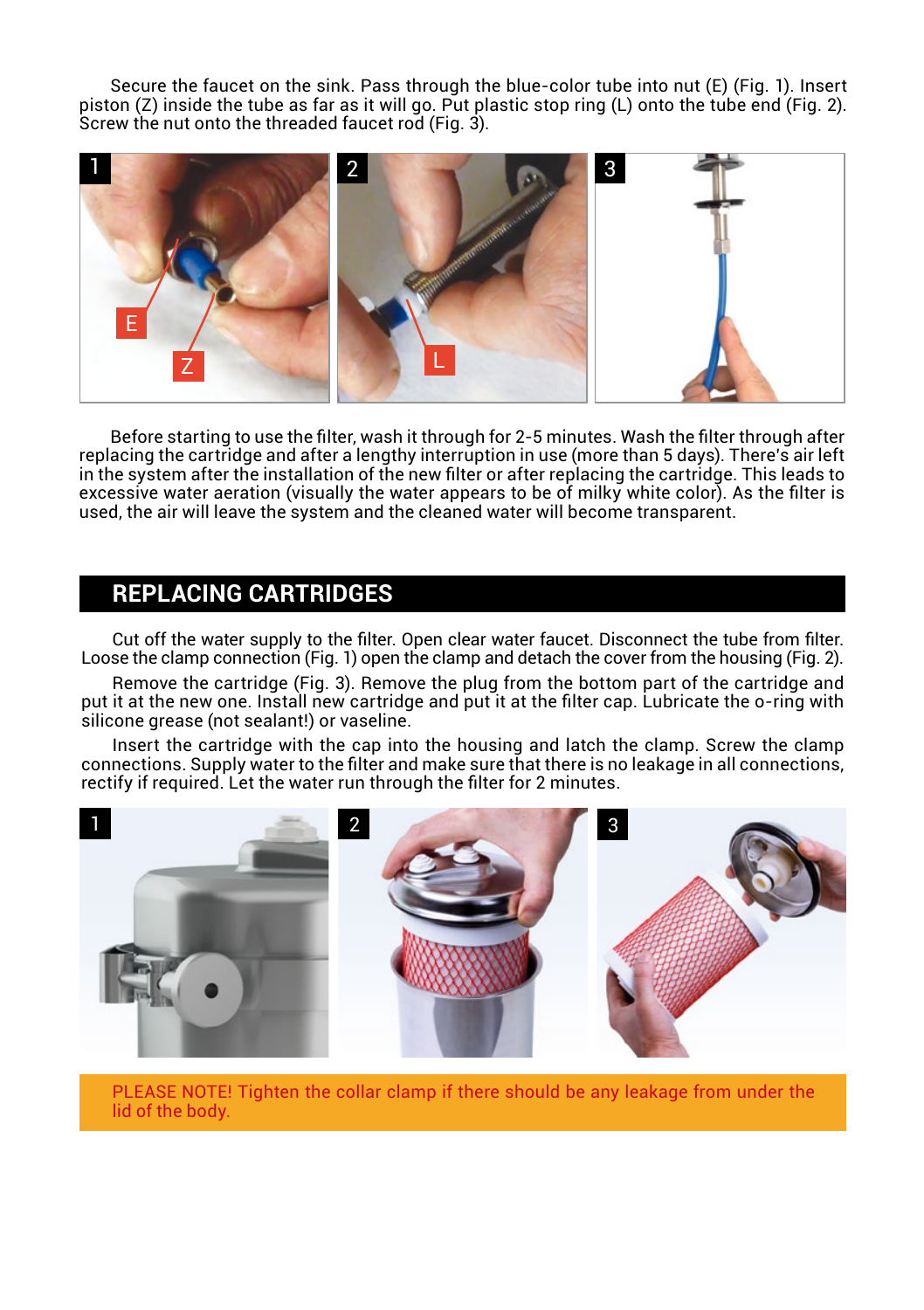Secure the faucet on the sink. Pass through the blue-color tube into nut (E) (Fig. 1). Insert piston (Z) inside the tube as far as it will go. Put plastic stop ring (L) onto the tube end (Fig. 2). Screw the nut onto the threaded faucet rod (Fig. 3).

Before starting to use the filter, wash it through for 2-5 minutes. Wash the filter through after replacing the cartridge and after a lengthy interruption in use (more than 5 days). There's air left in the system after the installation of the new filter or after replacing the cartridge. This leads to excessive water aeration (visually the water appears to be of milky white color). As the filter is used, the air will leave the system and the cleaned water will become transparent.

## REPLACING CARTRIDGES

Cut off the water supply to the filter. Open clear water faucet. Disconnect the tube from filter. Loose the clamp connection (Fig. 1) open the clamp and detach the cover from the housing (Fig. 2).

Remove the cartridge (Fig. 3). Remove the plug from the bottom part of the cartridge and put it at the new one. Install new cartridge and put it at the filter cap. Lubricate the o-ring with silicone grease (not sealant!) or vaseline.

Insert the cartridge with the cap into the housing and latch the clamp. Screw the clamp connections. Supply water to the filter and make sure that there is no leakage in all connections, rectify if required. Let the water run through the filter for 2 minutes.

PLEASE NOTE! Tighten the collar clamp if there should be any leakage from under the lid of the body.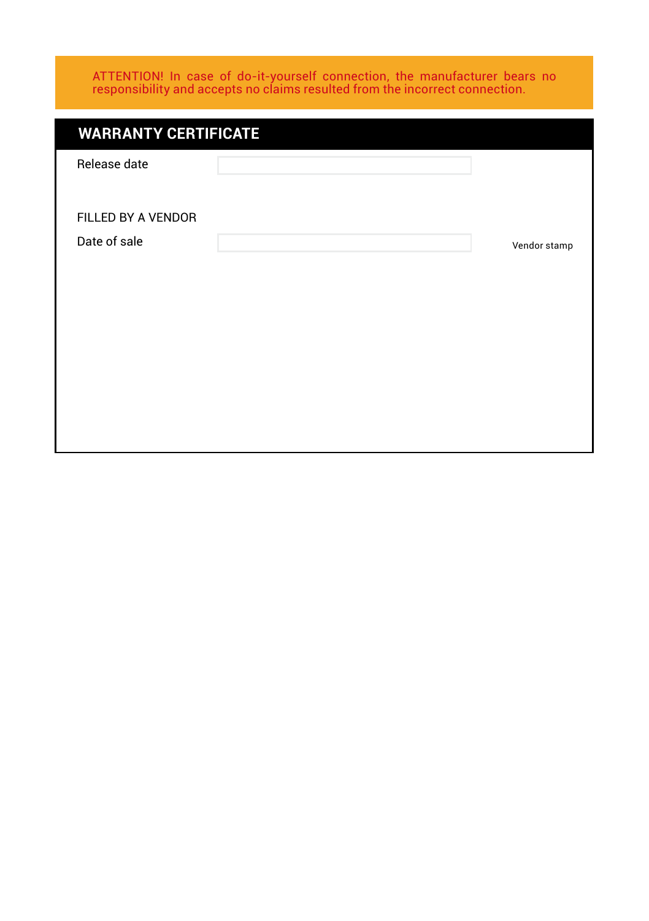ATTENTION! In case of do-it-yourself connection, the manufacturer bears no responsibility and accepts no claims resulted from the incorrect connection.

## WARRANTY CERTIFICATE

Release date

FILLED BY A VENDOR

Date of sale

Vendor stamp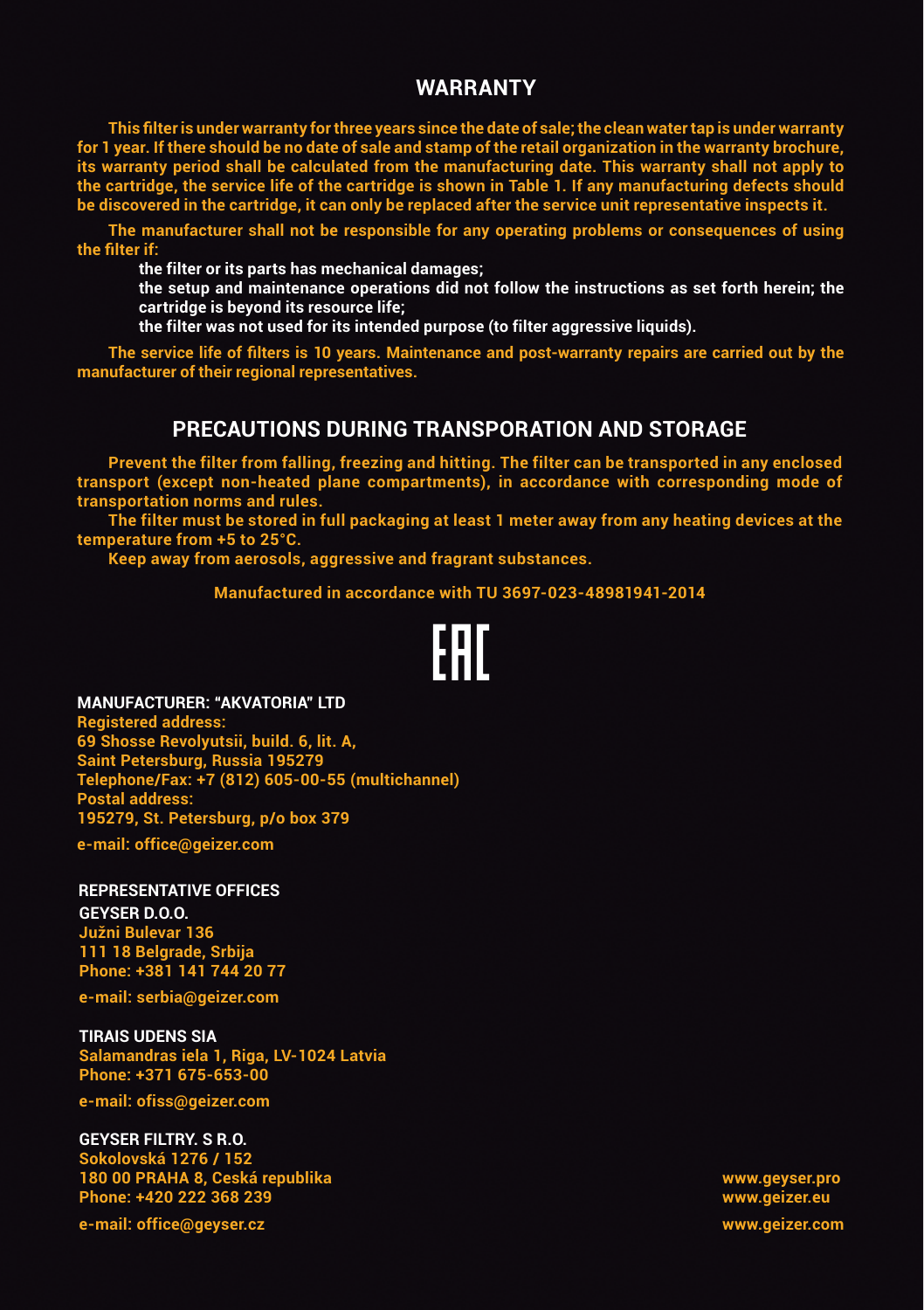## WARRANTY

This filter is under warranty for three years since the date of sale; the clean water tap is under warranty for 1 year. If there should be no date of sale and stamp of the retail organization in the warranty brochure, its warranty period shall be calculated from the manufacturing date. This warranty shall not apply to the cartridge, the service life of the cartridge is shown in Table 1. If any manufacturing defects should be discovered in the cartridge, it can only be replaced after the service unit representative inspects it.

The manufacturer shall not be responsible for any operating problems or consequences of using the filter if:

- the filter or its parts has mechanical damages;
- the setup and maintenance operations did not follow the instructions as set forth herein; the cartridge is beyond its resource life;
- the filter was not used for its intended purpose (to filter aggressive liquids).

The service life of filters is 10 years. Maintenance and post-warranty repairs are carried out by the manufacturer of their regional representatives.

## PRECAUTIONS DURING TRANSPORATION AND STORAGE

Prevent the filter from falling, freezing and hitting. The filter can be transported in any enclosed transport (except non-heated plane compartments), in accordance with corresponding mode of transportation norms and rules.

The filter must be stored in full packaging at least 1 meter away from any heating devices at the temperature from +5 to 25°C.

Keep away from aerosols, aggressive and fragrant substances.

Manufactured in accordance with TU 3697-023-48981941-2014

EAC

**MANUFACTURER: "AKVATORIA" LTD**
Registered address:
69 Shosse Revolyutsii, build. 6, lit. A,
Saint Petersburg, Russia 195279
Telephone/Fax: +7 (812) 605-00-55 (multichannel)
Postal address:
195279, St. Petersburg, p/o box 379
e-mail: office@geizer.com

**REPRESENTATIVE OFFICES**

**GEYSER D.O.O.**
Južni Bulevar 136
111 18 Belgrade, Srbija
Phone: +381 141 744 20 77
e-mail: serbia@geizer.com

**TIRAIS UDENS SIA**
Salamandras iela 1, Riga, LV-1024 Latvia
Phone: +371 675-653-00
e-mail: ofiss@geizer.com

**GEYSER FILTRY. S R.O.**
Sokolovská 1276 / 152
180 00 PRAHA 8, Ceská republika
Phone: +420 222 368 239
e-mail: office@geyser.cz

www.geyser.pro
www.geizer.eu
www.geizer.com